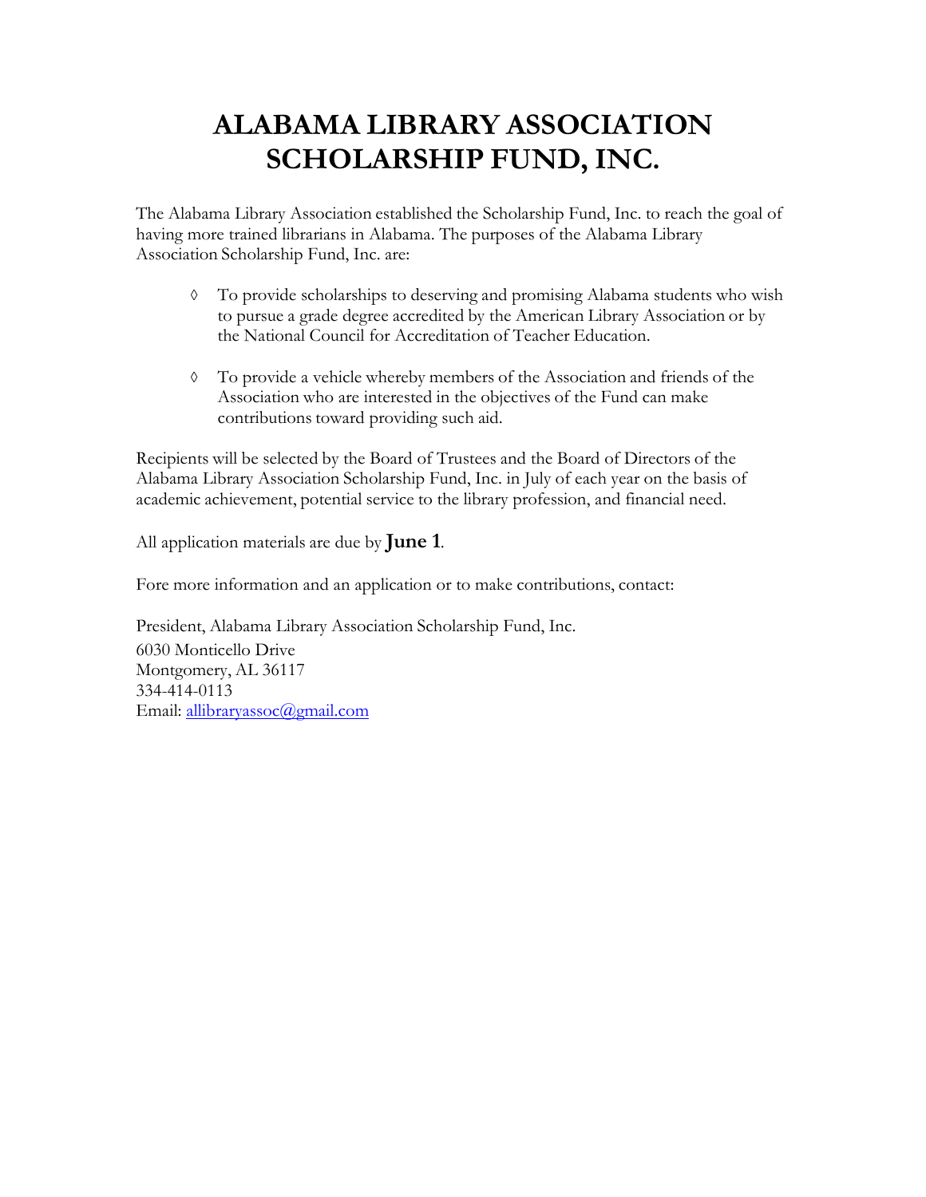# ALABAMA LIBRARY ASSOCIATION SCHOLARSHIP FUND, INC.

The Alabama Library Association established the Scholarship Fund, Inc. to reach the goal of having more trained librarians in Alabama. The purposes of the Alabama Library Association Scholarship Fund, Inc. are:

- ◊ To provide scholarships to deserving and promising Alabama students who wish to pursue a grade degree accredited by the American Library Association or by the National Council for Accreditation of Teacher Education.

- ◊ To provide a vehicle whereby members of the Association and friends of the Association who are interested in the objectives of the Fund can make contributions toward providing such aid.

Recipients will be selected by the Board of Trustees and the Board of Directors of the Alabama Library Association Scholarship Fund, Inc. in July of each year on the basis of academic achievement, potential service to the library profession, and financial need.

All application materials are due by **June 1**.

Fore more information and an application or to make contributions, contact:

President, Alabama Library Association Scholarship Fund, Inc.
6030 Monticello Drive
Montgomery, AL 36117
334-414-0113
Email: allibraryassoc@gmail.com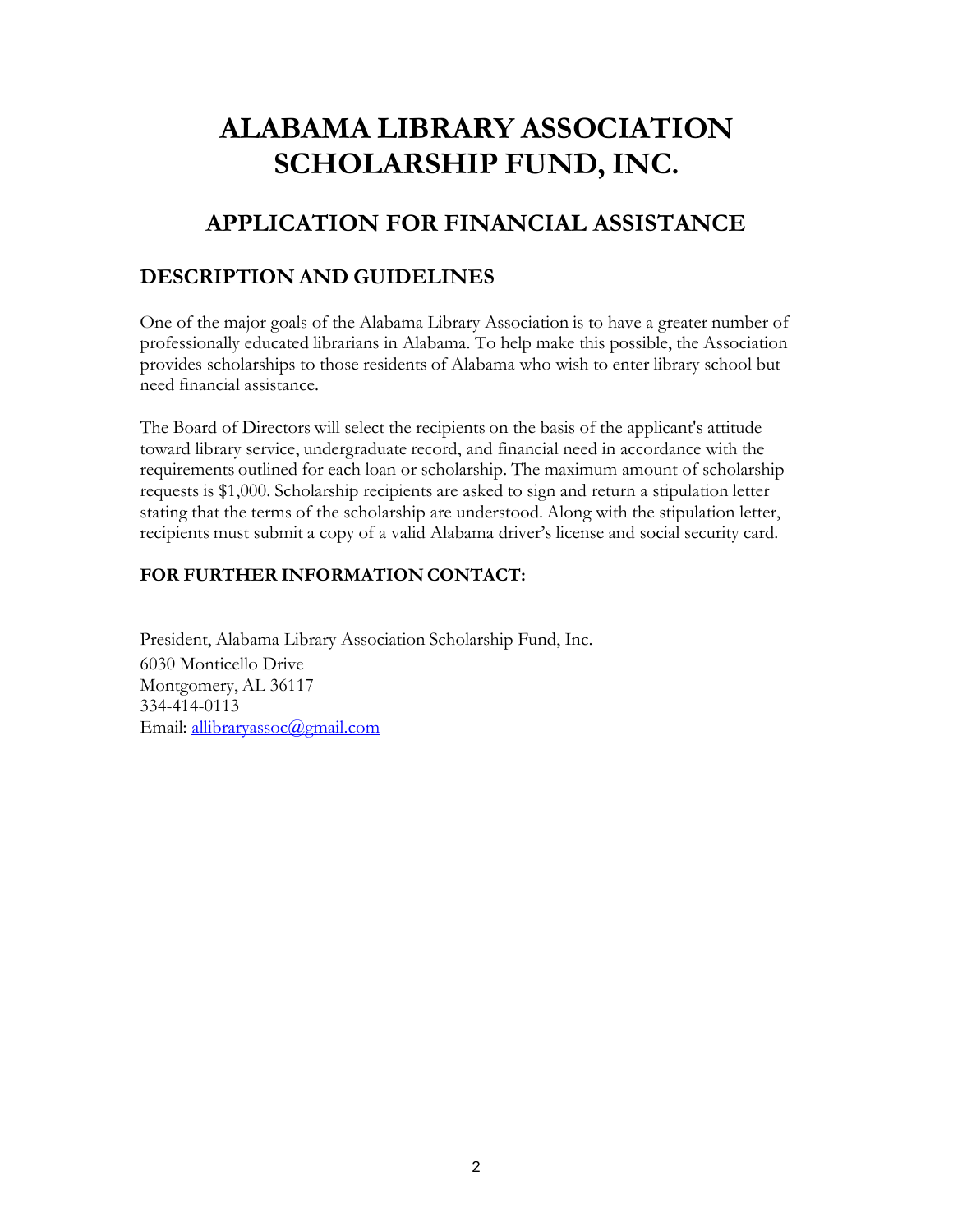# ALABAMA LIBRARY ASSOCIATION SCHOLARSHIP FUND, INC.

## APPLICATION FOR FINANCIAL ASSISTANCE

### DESCRIPTION AND GUIDELINES

One of the major goals of the Alabama Library Association is to have a greater number of professionally educated librarians in Alabama. To help make this possible, the Association provides scholarships to those residents of Alabama who wish to enter library school but need financial assistance.

The Board of Directors will select the recipients on the basis of the applicant's attitude toward library service, undergraduate record, and financial need in accordance with the requirements outlined for each loan or scholarship. The maximum amount of scholarship requests is $1,000. Scholarship recipients are asked to sign and return a stipulation letter stating that the terms of the scholarship are understood. Along with the stipulation letter, recipients must submit a copy of a valid Alabama driver's license and social security card.

**FOR FURTHER INFORMATION CONTACT:**

President, Alabama Library Association Scholarship Fund, Inc.
6030 Monticello Drive
Montgomery, AL 36117
334-414-0113
Email: allibraryassoc@gmail.com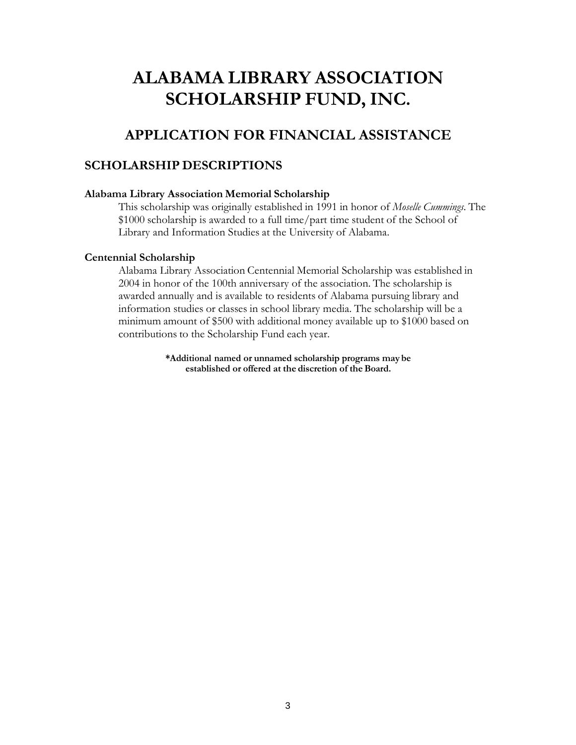# ALABAMA LIBRARY ASSOCIATION SCHOLARSHIP FUND, INC.

## APPLICATION FOR FINANCIAL ASSISTANCE

### SCHOLARSHIP DESCRIPTIONS

**Alabama Library Association Memorial Scholarship**

This scholarship was originally established in 1991 in honor of *Moselle Cummings*. The $1000 scholarship is awarded to a full time/part time student of the School of Library and Information Studies at the University of Alabama.

**Centennial Scholarship**

Alabama Library Association Centennial Memorial Scholarship was established in 2004 in honor of the 100th anniversary of the association. The scholarship is awarded annually and is available to residents of Alabama pursuing library and information studies or classes in school library media. The scholarship will be a minimum amount of $500 with additional money available up to $1000 based on contributions to the Scholarship Fund each year.

**\*Additional named or unnamed scholarship programs may be established or offered at the discretion of the Board.**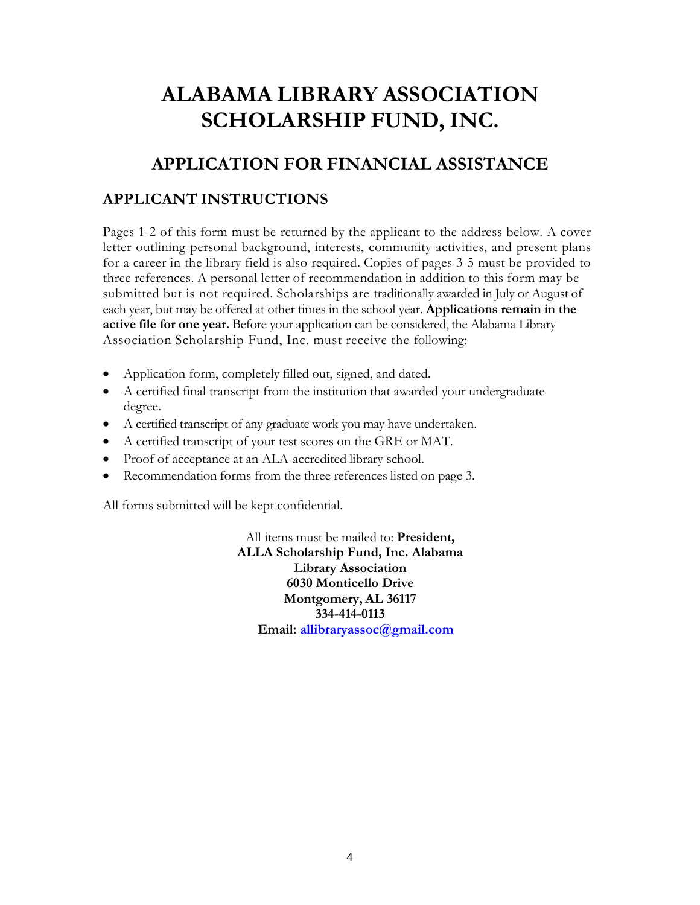# ALABAMA LIBRARY ASSOCIATION SCHOLARSHIP FUND, INC.

## APPLICATION FOR FINANCIAL ASSISTANCE

### APPLICANT INSTRUCTIONS

Pages 1-2 of this form must be returned by the applicant to the address below. A cover letter outlining personal background, interests, community activities, and present plans for a career in the library field is also required. Copies of pages 3-5 must be provided to three references. A personal letter of recommendation in addition to this form may be submitted but is not required. Scholarships are traditionally awarded in July or August of each year, but may be offered at other times in the school year. **Applications remain in the active file for one year.** Before your application can be considered, the Alabama Library Association Scholarship Fund, Inc. must receive the following:

- Application form, completely filled out, signed, and dated.
- A certified final transcript from the institution that awarded your undergraduate degree.
- A certified transcript of any graduate work you may have undertaken.
- A certified transcript of your test scores on the GRE or MAT.
- Proof of acceptance at an ALA-accredited library school.
- Recommendation forms from the three references listed on page 3.

All forms submitted will be kept confidential.

All items must be mailed to: **President, ALLA Scholarship Fund, Inc. Alabama Library Association**
**6030 Monticello Drive**
**Montgomery, AL 36117**
**334-414-0113**
**Email: allibraryassoc@gmail.com**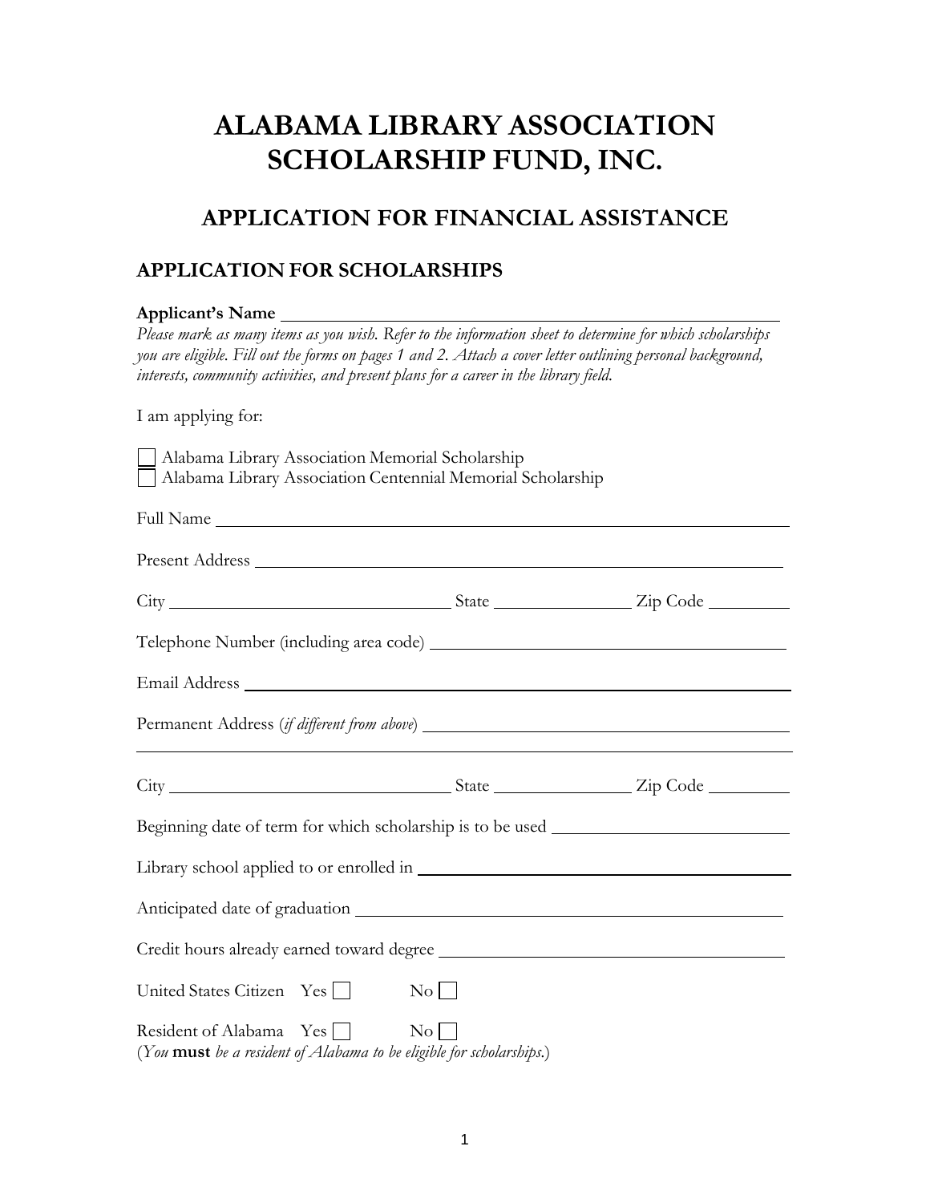# ALABAMA LIBRARY ASSOCIATION SCHOLARSHIP FUND, INC.

## APPLICATION FOR FINANCIAL ASSISTANCE

### APPLICATION FOR SCHOLARSHIPS

**Applicant's Name** \_\_\_\_\_\_\_\_\_\_\_\_\_\_\_\_\_\_\_\_\_\_\_\_\_\_\_\_\_\_\_\_\_\_\_\_\_\_\_\_\_\_\_\_

*Please mark as many items as you wish. Refer to the information sheet to determine for which scholarships you are eligible. Fill out the forms on pages 1 and 2. Attach a cover letter outlining personal background, interests, community activities, and present plans for a career in the library field.*

I am applying for:

- ☐ Alabama Library Association Memorial Scholarship
- ☐ Alabama Library Association Centennial Memorial Scholarship

Full Name \_\_\_\_\_\_\_\_\_\_\_\_\_\_\_\_\_\_\_\_\_\_\_\_\_\_\_\_\_\_\_\_\_\_\_\_\_\_\_\_\_\_\_\_

Present Address \_\_\_\_\_\_\_\_\_\_\_\_\_\_\_\_\_\_\_\_\_\_\_\_\_\_\_\_\_\_\_\_\_\_\_\_\_\_\_\_\_\_\_\_

City \_\_\_\_\_\_\_\_\_\_\_\_\_\_\_\_\_\_\_\_ State \_\_\_\_\_\_\_\_\_\_ Zip Code \_\_\_\_\_\_\_\_

Telephone Number (including area code) \_\_\_\_\_\_\_\_\_\_\_\_\_\_\_\_\_\_\_\_\_\_\_\_\_\_\_\_\_\_

Email Address \_\_\_\_\_\_\_\_\_\_\_\_\_\_\_\_\_\_\_\_\_\_\_\_\_\_\_\_\_\_\_\_\_\_\_\_\_\_\_\_\_\_\_\_

Permanent Address (*if different from above*) \_\_\_\_\_\_\_\_\_\_\_\_\_\_\_\_\_\_\_\_\_\_\_\_\_\_\_\_\_\_

\_\_\_\_\_\_\_\_\_\_\_\_\_\_\_\_\_\_\_\_\_\_\_\_\_\_\_\_\_\_\_\_\_\_\_\_\_\_\_\_\_\_\_\_\_\_\_\_\_\_\_\_\_\_\_\_

City \_\_\_\_\_\_\_\_\_\_\_\_\_\_\_\_\_\_\_\_ State \_\_\_\_\_\_\_\_\_\_ Zip Code \_\_\_\_\_\_\_\_

Beginning date of term for which scholarship is to be used \_\_\_\_\_\_\_\_\_\_\_\_\_\_\_\_\_\_\_\_

Library school applied to or enrolled in \_\_\_\_\_\_\_\_\_\_\_\_\_\_\_\_\_\_\_\_\_\_\_\_\_\_\_\_\_\_

Anticipated date of graduation \_\_\_\_\_\_\_\_\_\_\_\_\_\_\_\_\_\_\_\_\_\_\_\_\_\_\_\_\_\_\_\_\_\_

Credit hours already earned toward degree \_\_\_\_\_\_\_\_\_\_\_\_\_\_\_\_\_\_\_\_\_\_\_\_\_\_\_\_

United States Citizen Yes ☐ No ☐

Resident of Alabama Yes ☐ No ☐
(*You* **must** *be a resident of Alabama to be eligible for scholarships.*)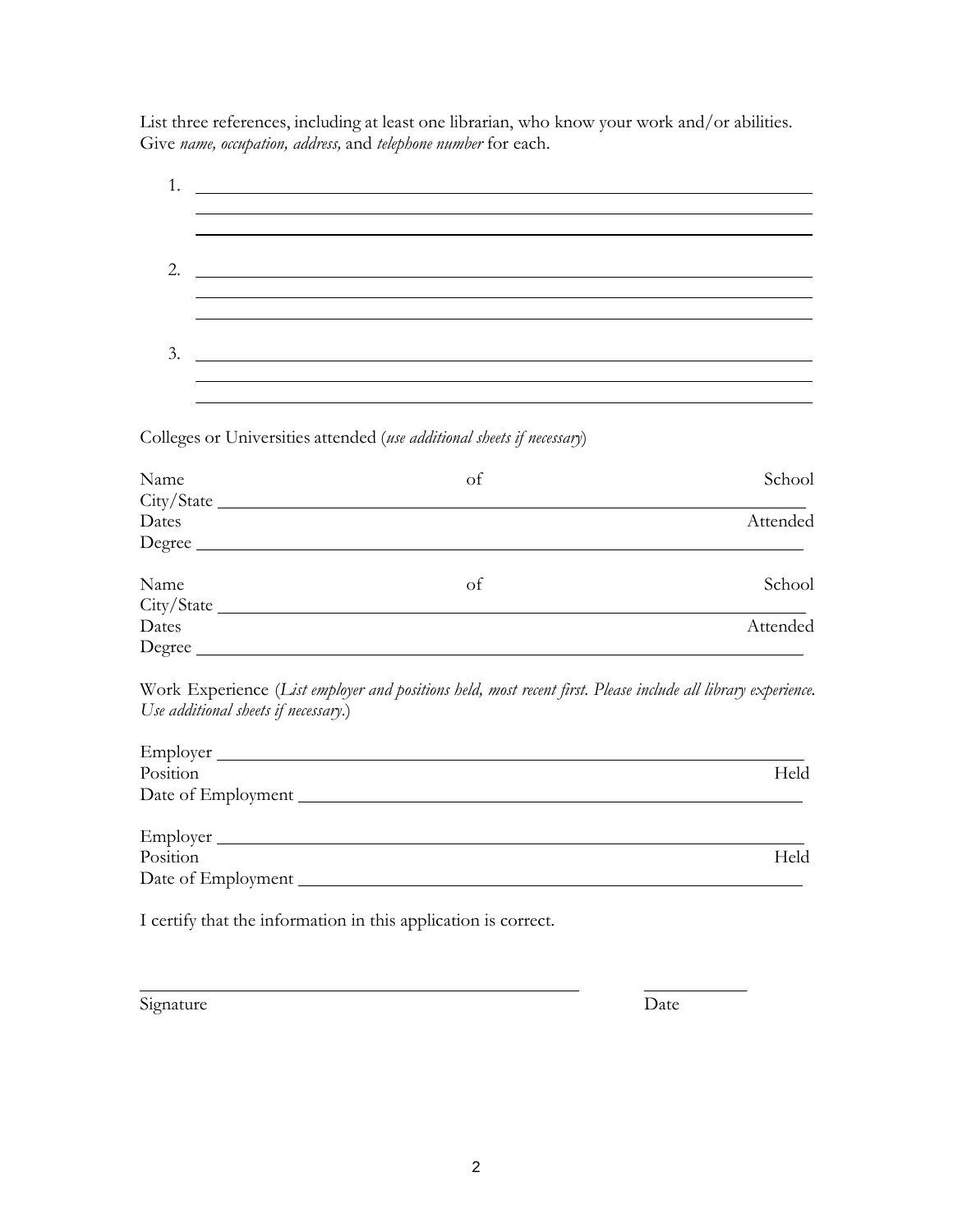List three references, including at least one librarian, who know your work and/or abilities. Give *name, occupation, address,* and *telephone number* for each.

1. ______________________________________________________________________
   ______________________________________________________________________
   ______________________________________________________________________

2. ______________________________________________________________________
   ______________________________________________________________________
   ______________________________________________________________________

3. ______________________________________________________________________
   ______________________________________________________________________
   ______________________________________________________________________

Colleges or Universities attended (*use additional sheets if necessary*)

Name of School
City/State ______________________________________________________________
Dates Attended
Degree _________________________________________________________________

Name of School
City/State ______________________________________________________________
Dates Attended
Degree _________________________________________________________________

Work Experience (*List employer and positions held, most recent first. Please include all library experience. Use additional sheets if necessary.*)

Employer _______________________________________________________________
Position Held
Date of Employment ______________________________________________________

Employer _______________________________________________________________
Position Held
Date of Employment ______________________________________________________

I certify that the information in this application is correct.

_______________________________________________ ____________
Signature Date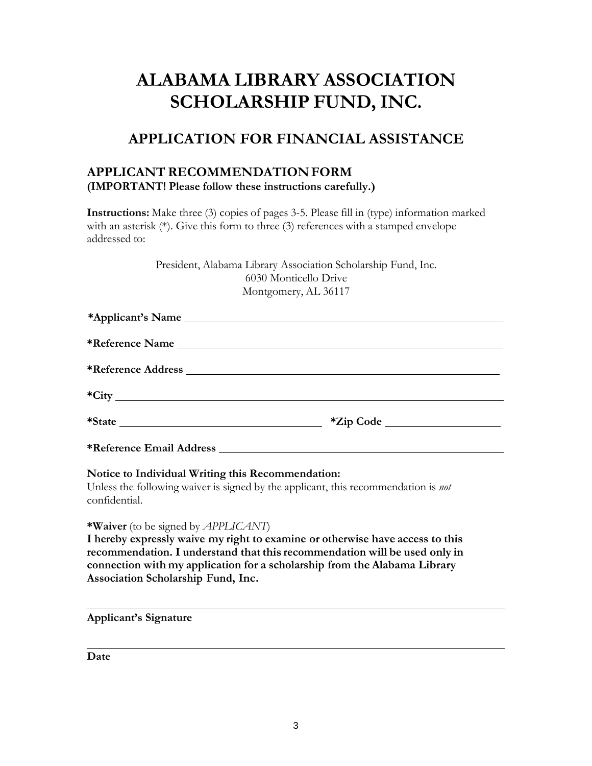# ALABAMA LIBRARY ASSOCIATION SCHOLARSHIP FUND, INC.

## APPLICATION FOR FINANCIAL ASSISTANCE

### APPLICANT RECOMMENDATION FORM
**(IMPORTANT! Please follow these instructions carefully.)**

**Instructions:** Make three (3) copies of pages 3-5. Please fill in (type) information marked with an asterisk (*). Give this form to three (3) references with a stamped envelope addressed to:

President, Alabama Library Association Scholarship Fund, Inc.
6030 Monticello Drive
Montgomery, AL 36117

**\*Applicant's Name** ______________________________

**\*Reference Name** ______________________________

**\*Reference Address** ______________________________

**\*City** ______________________________

**\*State** ____________________ **\*Zip Code** ____________

**\*Reference Email Address** ______________________________

**Notice to Individual Writing this Recommendation:**
Unless the following waiver is signed by the applicant, this recommendation is *not* confidential.

**\*Waiver** (to be signed by *APPLICANT*)
**I hereby expressly waive my right to examine or otherwise have access to this recommendation. I understand that this recommendation will be used only in connection with my application for a scholarship from the Alabama Library Association Scholarship Fund, Inc.**

______________________________
**Applicant's Signature**

______________________________
**Date**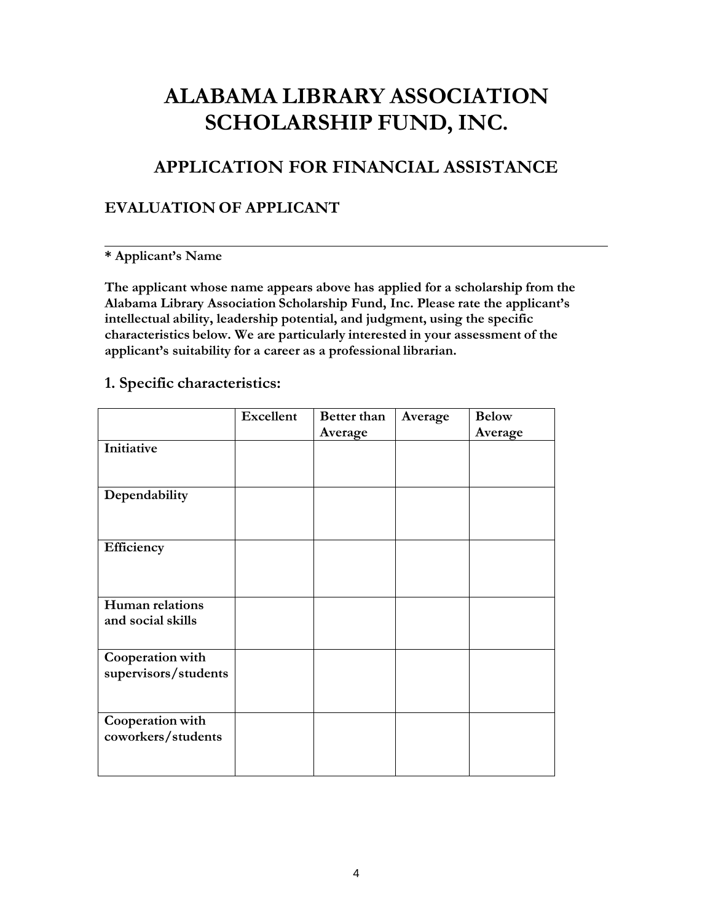# ALABAMA LIBRARY ASSOCIATION SCHOLARSHIP FUND, INC.

## APPLICATION FOR FINANCIAL ASSISTANCE

### EVALUATION OF APPLICANT

______________________________________________________________________

**\* Applicant's Name**

**The applicant whose name appears above has applied for a scholarship from the Alabama Library Association Scholarship Fund, Inc. Please rate the applicant's intellectual ability, leadership potential, and judgment, using the specific characteristics below. We are particularly interested in your assessment of the applicant's suitability for a career as a professional librarian.**

### 1. Specific characteristics:

| | Excellent | Better than Average | Average | Below Average |
|---|---|---|---|---|
| **Initiative** | | | | |
| **Dependability** | | | | |
| **Efficiency** | | | | |
| **Human relations and social skills** | | | | |
| **Cooperation with supervisors/students** | | | | |
| **Cooperation with coworkers/students** | | | | |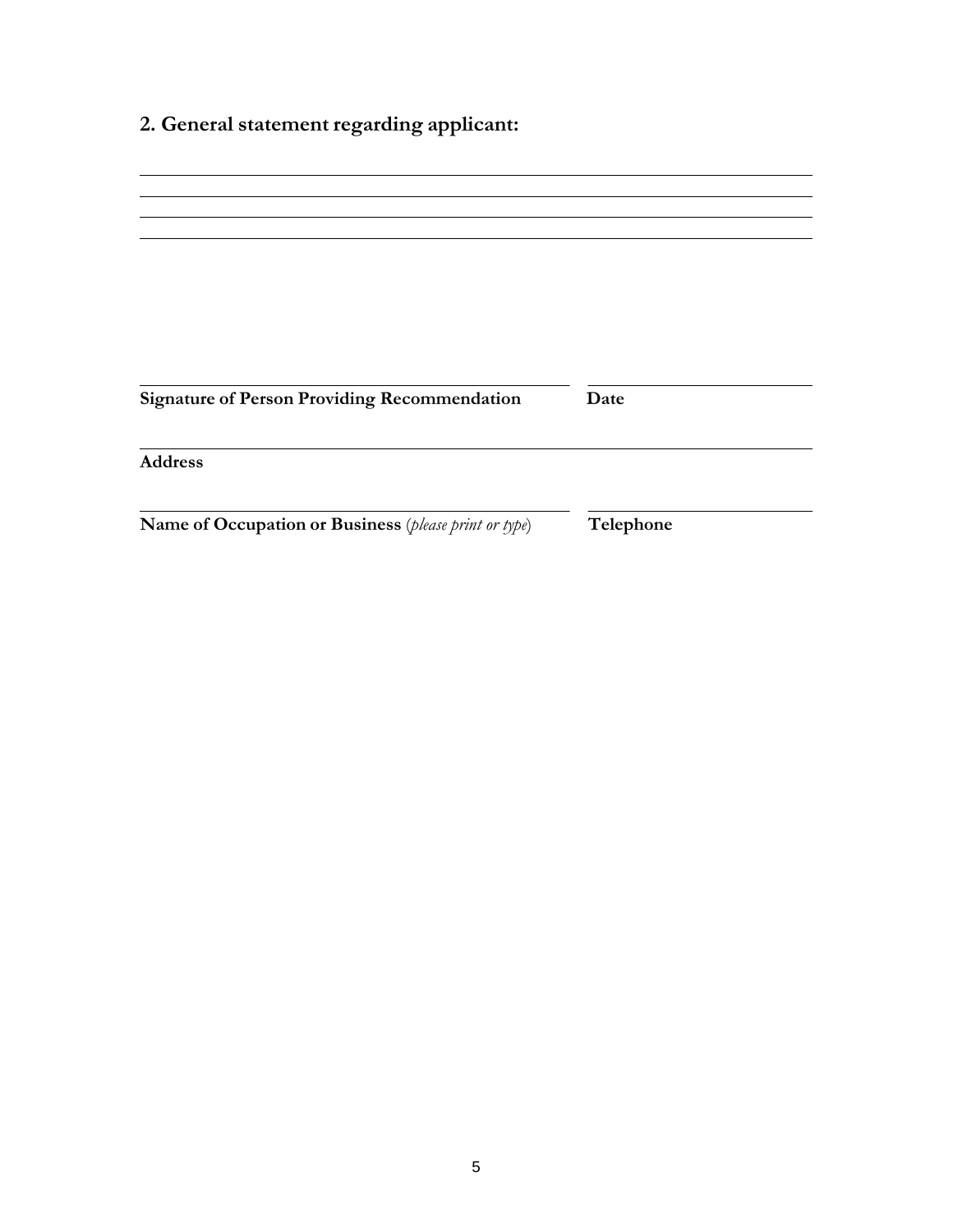## 2. General statement regarding applicant:

\_\_\_\_\_\_\_\_\_\_\_\_\_\_\_\_\_\_\_\_\_\_\_\_\_\_\_\_\_\_\_\_\_\_\_\_\_\_\_\_\_\_\_\_\_\_\_\_\_\_\_\_\_\_\_\_\_\_\_\_\_\_\_\_\_\_\_\_\_\_\_\_\_\_\_\_

\_\_\_\_\_\_\_\_\_\_\_\_\_\_\_\_\_\_\_\_\_\_\_\_\_\_\_\_\_\_\_\_\_\_\_\_\_\_\_\_\_\_\_\_\_\_\_\_\_\_\_\_\_\_\_\_\_\_\_\_\_\_\_\_\_\_\_\_\_\_\_\_\_\_\_\_

\_\_\_\_\_\_\_\_\_\_\_\_\_\_\_\_\_\_\_\_\_\_\_\_\_\_\_\_\_\_\_\_\_\_\_\_\_\_\_\_\_\_\_\_\_\_\_\_\_\_\_\_\_\_\_\_\_\_\_\_\_\_\_\_\_\_\_\_\_\_\_\_\_\_\_\_

\_\_\_\_\_\_\_\_\_\_\_\_\_\_\_\_\_\_\_\_\_\_\_\_\_\_\_\_\_\_\_\_\_\_\_\_\_\_\_\_\_\_\_\_\_\_\_\_\_\_\_\_\_\_\_\_\_\_\_\_\_\_\_\_\_\_\_\_\_\_\_\_\_\_\_\_

\_\_\_\_\_\_\_\_\_\_\_\_\_\_\_\_\_\_\_\_\_\_\_\_\_\_\_\_\_\_\_\_\_\_\_\_\_\_\_\_\_\_\_\_\_\_ \_\_\_\_\_\_\_\_\_\_\_\_\_\_\_\_\_\_\_\_\_\_\_\_

**Signature of Person Providing Recommendation** **Date**

\_\_\_\_\_\_\_\_\_\_\_\_\_\_\_\_\_\_\_\_\_\_\_\_\_\_\_\_\_\_\_\_\_\_\_\_\_\_\_\_\_\_\_\_\_\_\_\_\_\_\_\_\_\_\_\_\_\_\_\_\_\_\_\_\_\_\_\_\_\_\_\_\_\_\_\_

**Address**

\_\_\_\_\_\_\_\_\_\_\_\_\_\_\_\_\_\_\_\_\_\_\_\_\_\_\_\_\_\_\_\_\_\_\_\_\_\_\_\_\_\_\_\_\_\_ \_\_\_\_\_\_\_\_\_\_\_\_\_\_\_\_\_\_\_\_\_\_\_\_

**Name of Occupation or Business** (*please print or type*) **Telephone**